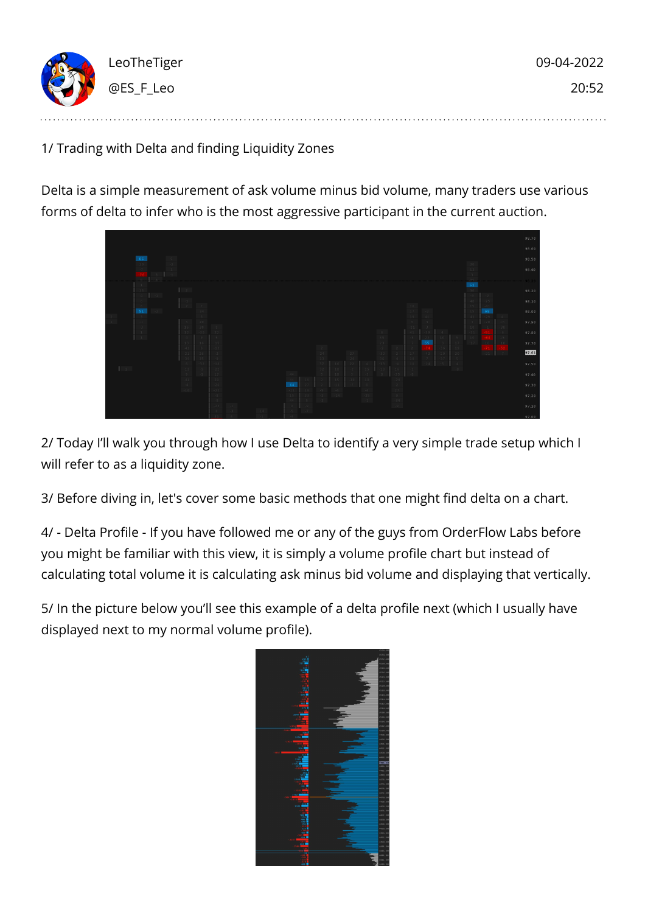LeoTheTiger
@ES_F_Leo

09-04-2022
20:52

1/ Trading with Delta and finding Liquidity Zones

Delta is a simple measurement of ask volume minus bid volume, many traders use various forms of delta to infer who is the most aggressive participant in the current auction.

2/ Today I'll walk you through how I use Delta to identify a very simple trade setup which I will refer to as a liquidity zone.

3/ Before diving in, let's cover some basic methods that one might find delta on a chart.

4/ - Delta Profile - If you have followed me or any of the guys from OrderFlow Labs before you might be familiar with this view, it is simply a volume profile chart but instead of calculating total volume it is calculating ask minus bid volume and displaying that vertically.

5/ In the picture below you'll see this example of a delta profile next (which I usually have displayed next to my normal volume profile).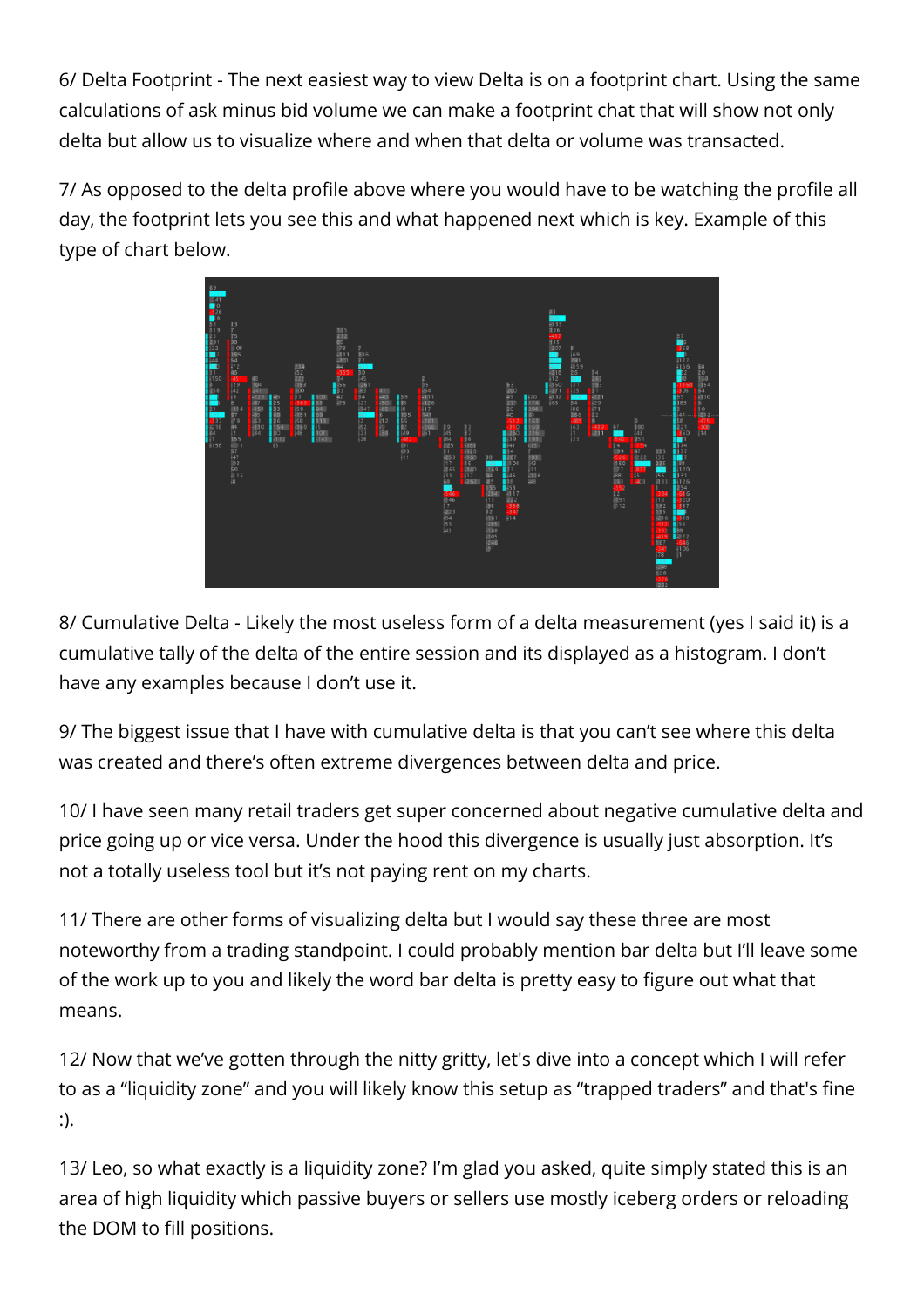6/ Delta Footprint - The next easiest way to view Delta is on a footprint chart. Using the same calculations of ask minus bid volume we can make a footprint chat that will show not only delta but allow us to visualize where and when that delta or volume was transacted.

7/ As opposed to the delta profile above where you would have to be watching the profile all day, the footprint lets you see this and what happened next which is key. Example of this type of chart below.

8/ Cumulative Delta - Likely the most useless form of a delta measurement (yes I said it) is a cumulative tally of the delta of the entire session and its displayed as a histogram. I don't have any examples because I don't use it.

9/ The biggest issue that I have with cumulative delta is that you can't see where this delta was created and there's often extreme divergences between delta and price.

10/ I have seen many retail traders get super concerned about negative cumulative delta and price going up or vice versa. Under the hood this divergence is usually just absorption. It's not a totally useless tool but it's not paying rent on my charts.

11/ There are other forms of visualizing delta but I would say these three are most noteworthy from a trading standpoint. I could probably mention bar delta but I'll leave some of the work up to you and likely the word bar delta is pretty easy to figure out what that means.

12/ Now that we've gotten through the nitty gritty, let's dive into a concept which I will refer to as a "liquidity zone" and you will likely know this setup as "trapped traders" and that's fine :).

13/ Leo, so what exactly is a liquidity zone? I'm glad you asked, quite simply stated this is an area of high liquidity which passive buyers or sellers use mostly iceberg orders or reloading the DOM to fill positions.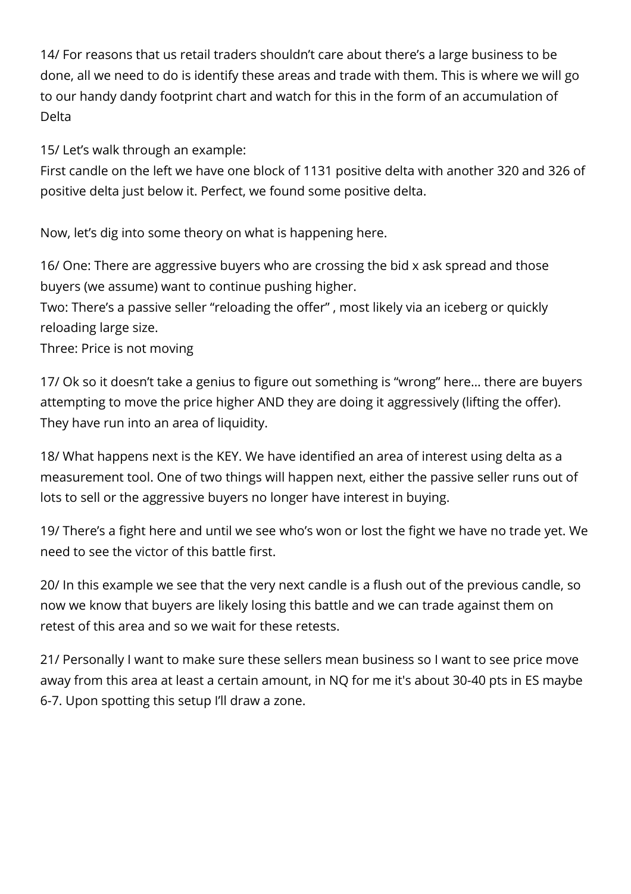14/ For reasons that us retail traders shouldn't care about there's a large business to be done, all we need to do is identify these areas and trade with them. This is where we will go to our handy dandy footprint chart and watch for this in the form of an accumulation of Delta

15/ Let's walk through an example:
First candle on the left we have one block of 1131 positive delta with another 320 and 326 of positive delta just below it. Perfect, we found some positive delta.

Now, let's dig into some theory on what is happening here.

16/ One: There are aggressive buyers who are crossing the bid x ask spread and those buyers (we assume) want to continue pushing higher.
Two: There's a passive seller "reloading the offer" , most likely via an iceberg or quickly reloading large size.
Three: Price is not moving

17/ Ok so it doesn't take a genius to figure out something is "wrong" here... there are buyers attempting to move the price higher AND they are doing it aggressively (lifting the offer). They have run into an area of liquidity.

18/ What happens next is the KEY. We have identified an area of interest using delta as a measurement tool. One of two things will happen next, either the passive seller runs out of lots to sell or the aggressive buyers no longer have interest in buying.

19/ There's a fight here and until we see who's won or lost the fight we have no trade yet. We need to see the victor of this battle first.

20/ In this example we see that the very next candle is a flush out of the previous candle, so now we know that buyers are likely losing this battle and we can trade against them on retest of this area and so we wait for these retests.

21/ Personally I want to make sure these sellers mean business so I want to see price move away from this area at least a certain amount, in NQ for me it's about 30-40 pts in ES maybe 6-7. Upon spotting this setup I'll draw a zone.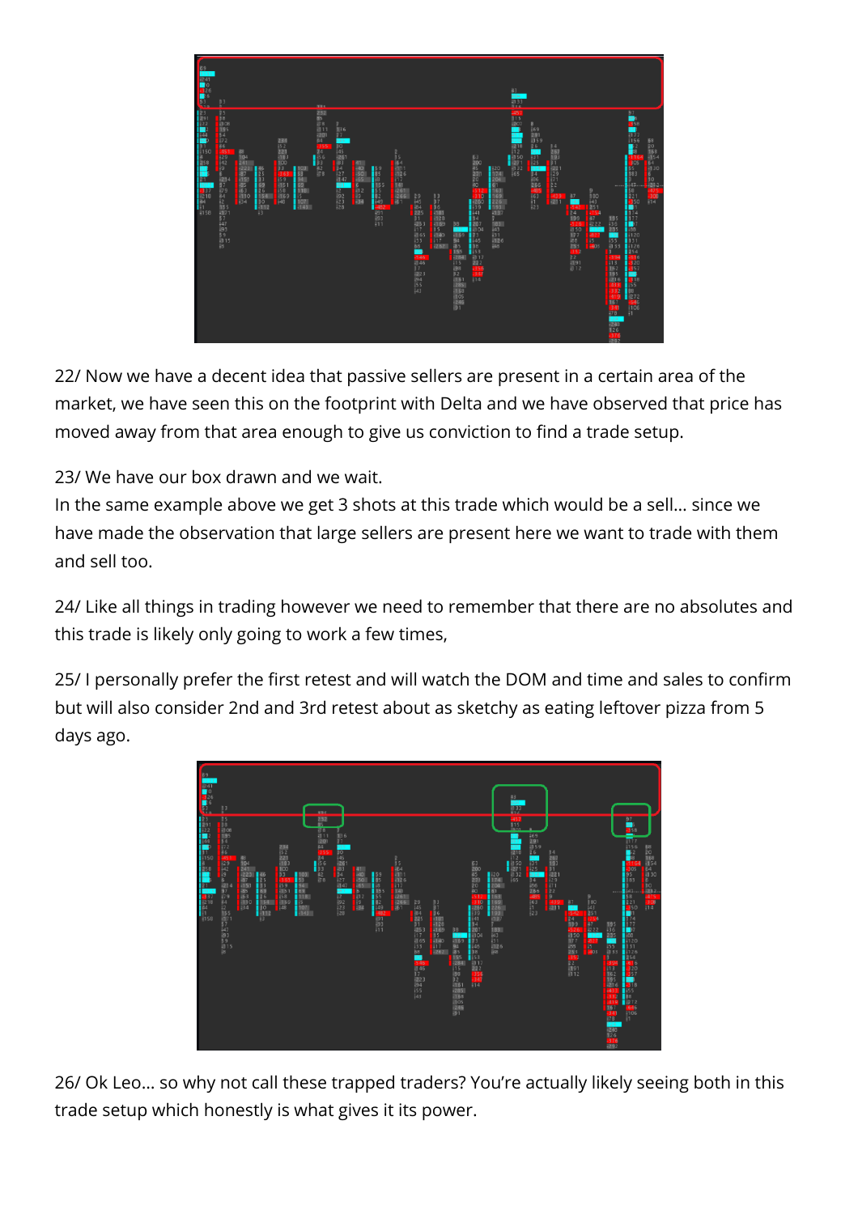22/ Now we have a decent idea that passive sellers are present in a certain area of the market, we have seen this on the footprint with Delta and we have observed that price has moved away from that area enough to give us conviction to find a trade setup.

23/ We have our box drawn and we wait.
In the same example above we get 3 shots at this trade which would be a sell… since we have made the observation that large sellers are present here we want to trade with them and sell too.

24/ Like all things in trading however we need to remember that there are no absolutes and this trade is likely only going to work a few times,

25/ I personally prefer the first retest and will watch the DOM and time and sales to confirm but will also consider 2nd and 3rd retest about as sketchy as eating leftover pizza from 5 days ago.

26/ Ok Leo… so why not call these trapped traders? You're actually likely seeing both in this trade setup which honestly is what gives it its power.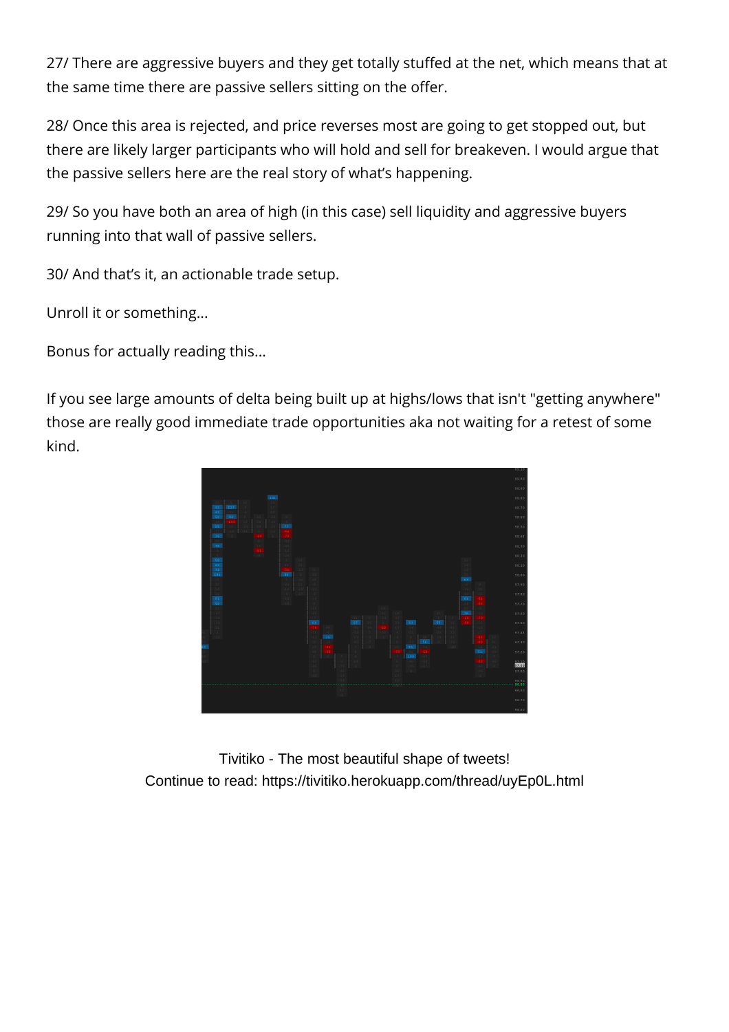27/ There are aggressive buyers and they get totally stuffed at the net, which means that at the same time there are passive sellers sitting on the offer.

28/ Once this area is rejected, and price reverses most are going to get stopped out, but there are likely larger participants who will hold and sell for breakeven. I would argue that the passive sellers here are the real story of what's happening.

29/ So you have both an area of high (in this case) sell liquidity and aggressive buyers running into that wall of passive sellers.

30/ And that's it, an actionable trade setup.

Unroll it or something...

Bonus for actually reading this...

If you see large amounts of delta being built up at highs/lows that isn't "getting anywhere" those are really good immediate trade opportunities aka not waiting for a retest of some kind.

Tivitiko - The most beautiful shape of tweets!
Continue to read: https://tivitiko.herokuapp.com/thread/uyEp0L.html